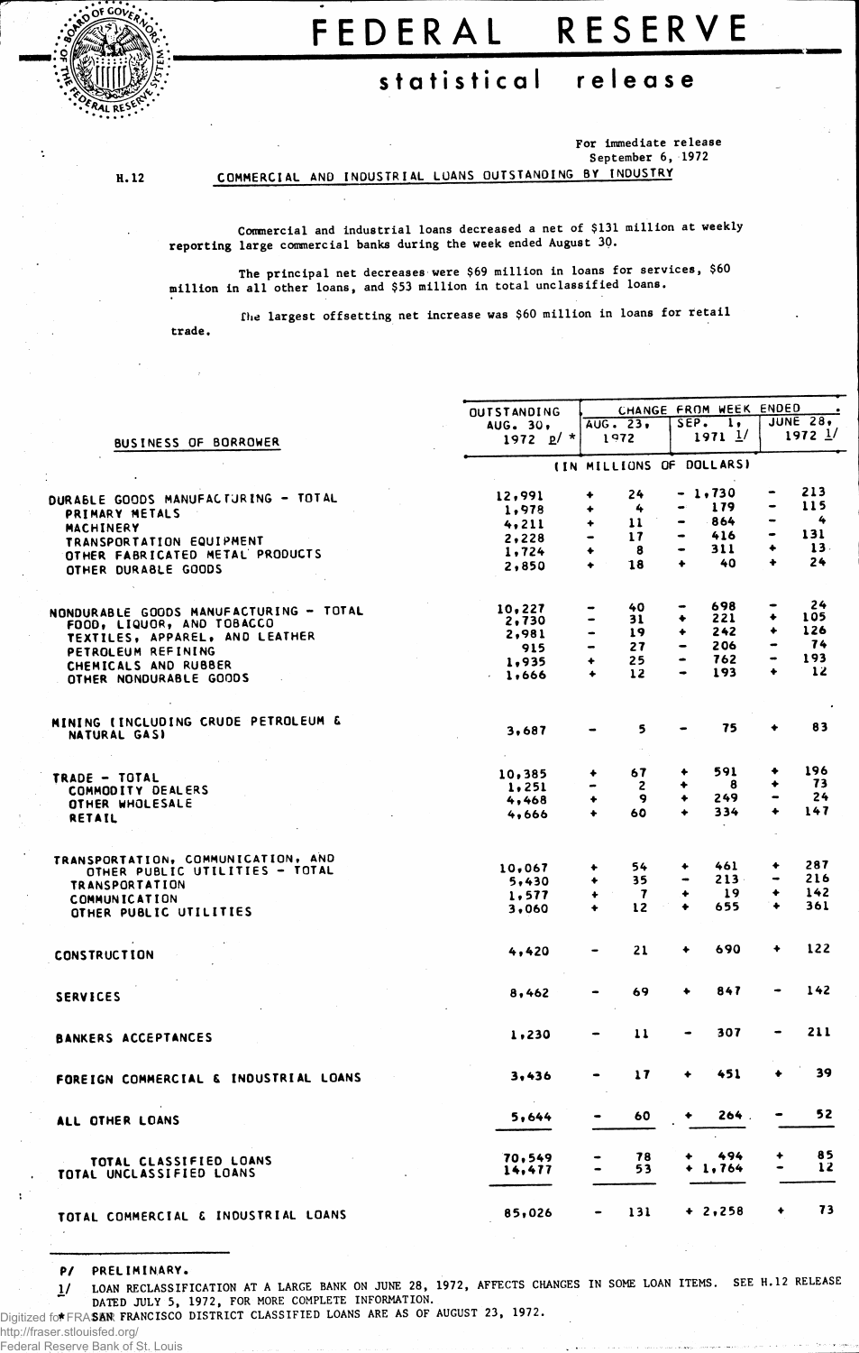# FEDERAL RESERVE

## statistical release

For immediate release
September 6, 1972

H.12

COMMERCIAL AND INDUSTRIAL LOANS OUTSTANDING BY INDUSTRY

Commercial and industrial loans decreased a net of $131 million at weekly reporting large commercial banks during the week ended August 30.

The principal net decreases were $69 million in loans for services, $60 million in all other loans, and $53 million in total unclassified loans.

The largest offsetting net increase was $60 million in loans for retail trade.

| BUSINESS OF BORROWER | OUTSTANDING AUG. 30, 1972 p/ * | CHANGE FROM WEEK ENDED | | |
|---|---|---|---|---|
| | | AUG. 23, 1972 | SEP. 1, 1971 1/ | JUNE 28, 1972 1/ |
| | (IN MILLIONS OF DOLLARS) | | | |
| DURABLE GOODS MANUFACTURING - TOTAL | 12,991 | + 24 | - 1,730 | - 213 |
| PRIMARY METALS | 1,978 | + 4 | - 179 | - 115 |
| MACHINERY | 4,211 | + 11 | - 864 | - 4 |
| TRANSPORTATION EQUIPMENT | 2,228 | - 17 | - 416 | - 131 |
| OTHER FABRICATED METAL PRODUCTS | 1,724 | + 8 | - 311 | + 13 |
| OTHER DURABLE GOODS | 2,850 | + 18 | + 40 | + 24 |
| NONDURABLE GOODS MANUFACTURING - TOTAL | 10,227 | - 40 | - 698 | - 24 |
| FOOD, LIQUOR, AND TOBACCO | 2,730 | - 31 | + 221 | + 105 |
| TEXTILES, APPAREL, AND LEATHER | 2,981 | - 19 | + 242 | + 126 |
| PETROLEUM REFINING | 915 | - 27 | - 206 | - 74 |
| CHEMICALS AND RUBBER | 1,935 | + 25 | - 762 | - 193 |
| OTHER NONDURABLE GOODS | 1,666 | + 12 | - 193 | + 12 |
| MINING (INCLUDING CRUDE PETROLEUM & NATURAL GAS) | 3,687 | - 5 | - 75 | + 83 |
| TRADE - TOTAL | 10,385 | + 67 | + 591 | + 196 |
| COMMODITY DEALERS | 1,251 | - 2 | + 8 | + 73 |
| OTHER WHOLESALE | 4,468 | + 9 | + 249 | - 24 |
| RETAIL | 4,666 | + 60 | + 334 | + 147 |
| TRANSPORTATION, COMMUNICATION, AND OTHER PUBLIC UTILITIES - TOTAL | 10,067 | + 54 | + 461 | + 287 |
| TRANSPORTATION | 5,430 | + 35 | - 213 | - 216 |
| COMMUNICATION | 1,577 | + 7 | + 19 | + 142 |
| OTHER PUBLIC UTILITIES | 3,060 | + 12 | + 655 | + 361 |
| CONSTRUCTION | 4,420 | - 21 | + 690 | + 122 |
| SERVICES | 8,462 | - 69 | + 847 | - 142 |
| BANKERS ACCEPTANCES | 1,230 | - 11 | - 307 | - 211 |
| FOREIGN COMMERCIAL & INDUSTRIAL LOANS | 3,436 | - 17 | + 451 | + 39 |
| ALL OTHER LOANS | 5,644 | - 60 | + 264 | - 52 |
| TOTAL CLASSIFIED LOANS | 70,549 | - 78 | + 494 | + 85 |
| TOTAL UNCLASSIFIED LOANS | 14,477 | - 53 | + 1,764 | - 12 |
| TOTAL COMMERCIAL & INDUSTRIAL LOANS | 85,026 | - 131 | + 2,258 | + 73 |

P/ PRELIMINARY.

1/ LOAN RECLASSIFICATION AT A LARGE BANK ON JUNE 28, 1972, AFFECTS CHANGES IN SOME LOAN ITEMS. SEE H.12 RELEASE DATED JULY 5, 1972, FOR MORE COMPLETE INFORMATION.

* SAN FRANCISCO DISTRICT CLASSIFIED LOANS ARE AS OF AUGUST 23, 1972.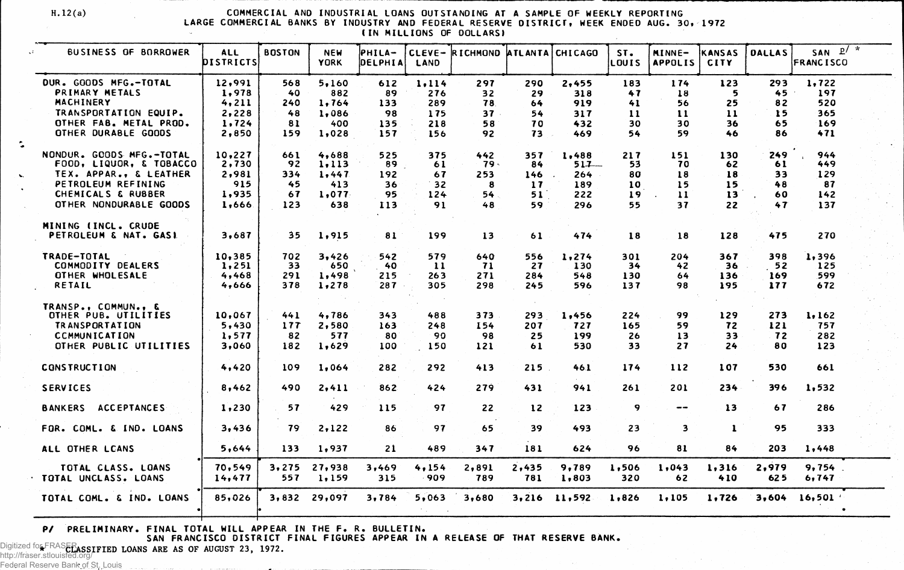H.12(a)

# COMMERCIAL AND INDUSTRIAL LOANS OUTSTANDING AT A SAMPLE OF WEEKLY REPORTING LARGE COMMERCIAL BANKS BY INDUSTRY AND FEDERAL RESERVE DISTRICT, WEEK ENDED AUG. 30, 1972
(IN MILLIONS OF DOLLARS)

| BUSINESS OF BORROWER | ALL DISTRICTS | BOSTON | NEW YORK | PHILA-DELPHIA | CLEVE-LAND | RICHMOND | ATLANTA | CHICAGO | ST. LOUIS | MINNE-APPOLIS | KANSAS CITY | DALLAS | SAN P/ * FRANCISCO |
|---|---|---|---|---|---|---|---|---|---|---|---|---|---|
| DUR. GOODS MFG.-TOTAL | 12,991 | 568 | 5,160 | 612 | 1,114 | 297 | 290 | 2,455 | 183 | 174 | 123 | 293 | 1,722 |
| PRIMARY METALS | 1,978 | 40 | 882 | 89 | 276 | 32 | 29 | 318 | 47 | 18 | 5 | 45 | 197 |
| MACHINERY | 4,211 | 240 | 1,764 | 133 | 289 | 78 | 64 | 919 | 41 | 56 | 25 | 82 | 520 |
| TRANSPORTATION EQUIP. | 2,228 | 48 | 1,086 | 98 | 175 | 37 | 54 | 317 | 11 | 11 | 11 | 15 | 365 |
| OTHER FAB. METAL PROD. | 1,724 | 81 | 400 | 135 | 218 | 58 | 70 | 432 | 30 | 30 | 36 | 65 | 169 |
| OTHER DURABLE GOODS | 2,850 | 159 | 1,028 | 157 | 156 | 92 | 73 | 469 | 54 | 59 | 46 | 86 | 471 |
| NONDUR. GOODS MFG.-TOTAL | 10,227 | 661 | 4,688 | 525 | 375 | 442 | 357 | 1,488 | 217 | 151 | 130 | 249 | 944 |
| FOOD, LIQUOR, & TOBACCO | 2,730 | 92 | 1,113 | 89 | 61 | 79 | 84 | 517 | 53 | 70 | 62 | 61 | 449 |
| TEX. APPAR., & LEATHER | 2,981 | 334 | 1,447 | 192 | 67 | 253 | 146 | 264 | 80 | 18 | 18 | 33 | 129 |
| PETROLEUM REFINING | 915 | 45 | 413 | 36 | 32 | 8 | 17 | 189 | 10 | 15 | 15 | 48 | 87 |
| CHEMICALS & RUBBER | 1,935 | 67 | 1,077 | 95 | 124 | 54 | 51 | 222 | 19 | 11 | 13 | 60 | 142 |
| OTHER NONDURABLE GOODS | 1,666 | 123 | 638 | 113 | 91 | 48 | 59 | 296 | 55 | 37 | 22 | 47 | 137 |
| MINING (INCL. CRUDE PETROLEUM & NAT. GAS) | 3,687 | 35 | 1,915 | 81 | 199 | 13 | 61 | 474 | 18 | 18 | 128 | 475 | 270 |
| TRADE-TOTAL | 10,385 | 702 | 3,426 | 542 | 579 | 640 | 556 | 1,274 | 301 | 204 | 367 | 398 | 1,396 |
| COMMODITY DEALERS | 1,251 | 33 | 650 | 40 | 11 | 71 | 27 | 130 | 34 | 42 | 36 | 52 | 125 |
| OTHER WHOLESALE | 4,468 | 291 | 1,498 | 215 | 263 | 271 | 284 | 548 | 130 | 64 | 136 | 169 | 599 |
| RETAIL | 4,666 | 378 | 1,278 | 287 | 305 | 298 | 245 | 596 | 137 | 98 | 195 | 177 | 672 |
| TRANSP., COMMUN., & OTHER PUB. UTILITIES | 10,067 | 441 | 4,786 | 343 | 488 | 373 | 293 | 1,456 | 224 | 99 | 129 | 273 | 1,162 |
| TRANSPORTATION | 5,430 | 177 | 2,580 | 163 | 248 | 154 | 207 | 727 | 165 | 59 | 72 | 121 | 757 |
| COMMUNICATION | 1,577 | 82 | 577 | 80 | 90 | 98 | 25 | 199 | 26 | 13 | 33 | 72 | 282 |
| OTHER PUBLIC UTILITIES | 3,060 | 182 | 1,629 | 100 | 150 | 121 | 61 | 530 | 33 | 27 | 24 | 80 | 123 |
| CONSTRUCTION | 4,420 | 109 | 1,064 | 282 | 292 | 413 | 215 | 461 | 174 | 112 | 107 | 530 | 661 |
| SERVICES | 8,462 | 490 | 2,411 | 862 | 424 | 279 | 431 | 941 | 261 | 201 | 234 | 396 | 1,532 |
| BANKERS ACCEPTANCES | 1,230 | 57 | 429 | 115 | 97 | 22 | 12 | 123 | 9 | -- | 13 | 67 | 286 |
| FOR. COML. & IND. LOANS | 3,436 | 79 | 2,122 | 86 | 97 | 65 | 39 | 493 | 23 | 3 | 1 | 95 | 333 |
| ALL OTHER LOANS | 5,644 | 133 | 1,937 | 21 | 489 | 347 | 181 | 624 | 96 | 81 | 84 | 203 | 1,448 |
| TOTAL CLASS. LOANS | 70,549 | 3,275 | 27,938 | 3,469 | 4,154 | 2,891 | 2,435 | 9,789 | 1,506 | 1,043 | 1,316 | 2,979 | 9,754 |
| TOTAL UNCLASS. LOANS | 14,477 | 557 | 1,159 | 315 | 909 | 789 | 781 | 1,803 | 320 | 62 | 410 | 625 | 6,747 |
| TOTAL COML. & IND. LOANS | 85,026 | 3,832 | 29,097 | 3,784 | 5,063 | 3,680 | 3,216 | 11,592 | 1,826 | 1,105 | 1,726 | 3,604 | 16,501 |

P/ PRELIMINARY. FINAL TOTAL WILL APPEAR IN THE F. R. BULLETIN.
SAN FRANCISCO DISTRICT FINAL FIGURES APPEAR IN A RELEASE OF THAT RESERVE BANK.
* CLASSIFIED LOANS ARE AS OF AUGUST 23, 1972.